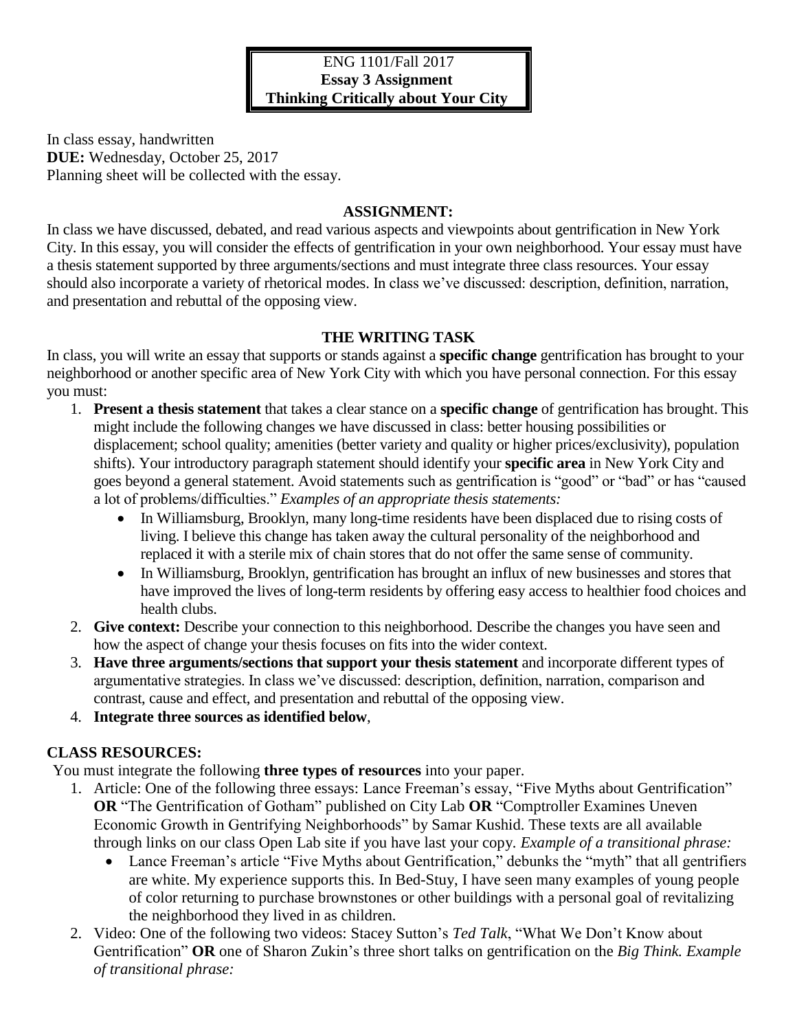# ENG 1101/Fall 2017
## Essay 3 Assignment
## Thinking Critically about Your City

In class essay, handwritten
**DUE:** Wednesday, October 25, 2017
Planning sheet will be collected with the essay.

### ASSIGNMENT:

In class we have discussed, debated, and read various aspects and viewpoints about gentrification in New York City. In this essay, you will consider the effects of gentrification in your own neighborhood. Your essay must have a thesis statement supported by three arguments/sections and must integrate three class resources. Your essay should also incorporate a variety of rhetorical modes. In class we've discussed: description, definition, narration, and presentation and rebuttal of the opposing view.

### THE WRITING TASK

In class, you will write an essay that supports or stands against a **specific change** gentrification has brought to your neighborhood or another specific area of New York City with which you have personal connection. For this essay you must:

1. **Present a thesis statement** that takes a clear stance on a **specific change** of gentrification has brought. This might include the following changes we have discussed in class: better housing possibilities or displacement; school quality; amenities (better variety and quality or higher prices/exclusivity), population shifts). Your introductory paragraph statement should identify your **specific area** in New York City and goes beyond a general statement. Avoid statements such as gentrification is "good" or "bad" or has "caused a lot of problems/difficulties." *Examples of an appropriate thesis statements:*
   - In Williamsburg, Brooklyn, many long-time residents have been displaced due to rising costs of living. I believe this change has taken away the cultural personality of the neighborhood and replaced it with a sterile mix of chain stores that do not offer the same sense of community.
   - In Williamsburg, Brooklyn, gentrification has brought an influx of new businesses and stores that have improved the lives of long-term residents by offering easy access to healthier food choices and health clubs.
2. **Give context:** Describe your connection to this neighborhood. Describe the changes you have seen and how the aspect of change your thesis focuses on fits into the wider context.
3. **Have three arguments/sections that support your thesis statement** and incorporate different types of argumentative strategies. In class we've discussed: description, definition, narration, comparison and contrast, cause and effect, and presentation and rebuttal of the opposing view.
4. **Integrate three sources as identified below**,

**CLASS RESOURCES:**

You must integrate the following **three types of resources** into your paper.

1. Article: One of the following three essays: Lance Freeman's essay, "Five Myths about Gentrification" **OR** "The Gentrification of Gotham" published on City Lab **OR** "Comptroller Examines Uneven Economic Growth in Gentrifying Neighborhoods" by Samar Kushid. These texts are all available through links on our class Open Lab site if you have last your copy. *Example of a transitional phrase:*
   - Lance Freeman's article "Five Myths about Gentrification," debunks the "myth" that all gentrifiers are white. My experience supports this. In Bed-Stuy, I have seen many examples of young people of color returning to purchase brownstones or other buildings with a personal goal of revitalizing the neighborhood they lived in as children.
2. Video: One of the following two videos: Stacey Sutton's *Ted Talk*, "What We Don't Know about Gentrification" **OR** one of Sharon Zukin's three short talks on gentrification on the *Big Think. Example of transitional phrase:*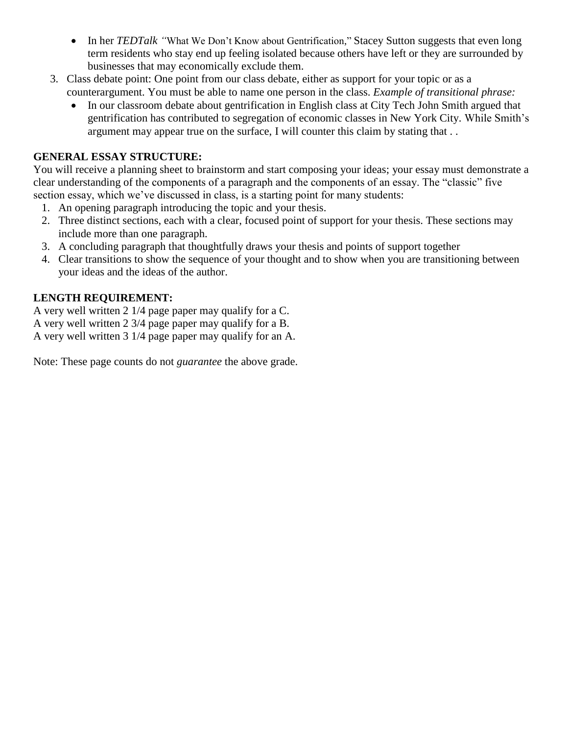- In her *TEDTalk* "What We Don't Know about Gentrification," Stacey Sutton suggests that even long term residents who stay end up feeling isolated because others have left or they are surrounded by businesses that may economically exclude them.

3. Class debate point: One point from our class debate, either as support for your topic or as a counterargument. You must be able to name one person in the class. *Example of transitional phrase:*
   - In our classroom debate about gentrification in English class at City Tech John Smith argued that gentrification has contributed to segregation of economic classes in New York City. While Smith's argument may appear true on the surface, I will counter this claim by stating that . .

**GENERAL ESSAY STRUCTURE:**

You will receive a planning sheet to brainstorm and start composing your ideas; your essay must demonstrate a clear understanding of the components of a paragraph and the components of an essay. The "classic" five section essay, which we've discussed in class, is a starting point for many students:

1. An opening paragraph introducing the topic and your thesis.
2. Three distinct sections, each with a clear, focused point of support for your thesis. These sections may include more than one paragraph.
3. A concluding paragraph that thoughtfully draws your thesis and points of support together
4. Clear transitions to show the sequence of your thought and to show when you are transitioning between your ideas and the ideas of the author.

**LENGTH REQUIREMENT:**

A very well written 2 1/4 page paper may qualify for a C.
A very well written 2 3/4 page paper may qualify for a B.
A very well written 3 1/4 page paper may qualify for an A.

Note: These page counts do not *guarantee* the above grade.